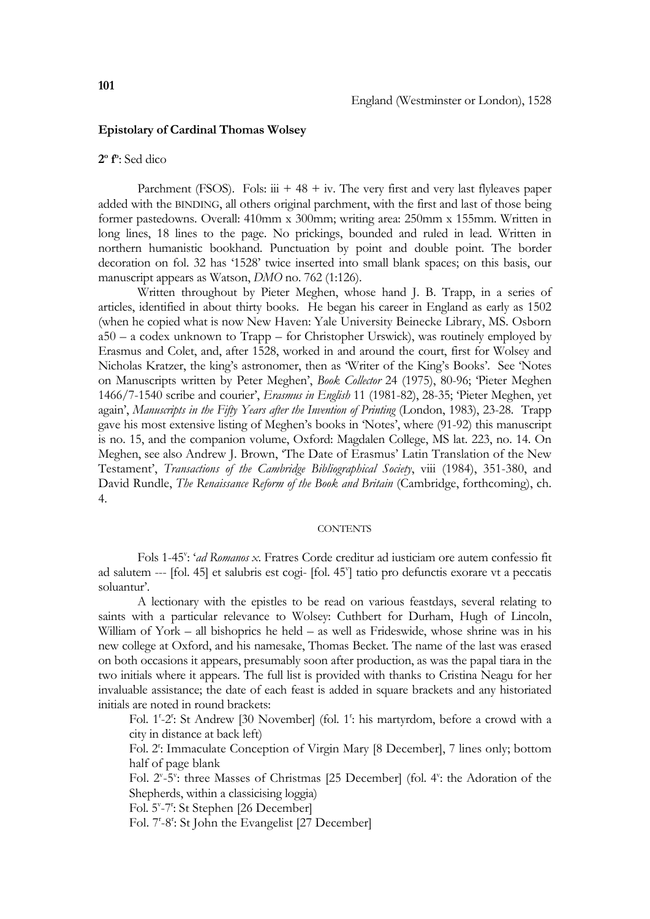**101**

England (Westminster or London), 1528

**Epistolary of Cardinal Thomas Wolsey**

**2º fº**: Sed dico

Parchment (FSOS). Fols: iii + 48 + iv. The very first and very last flyleaves paper added with the BINDING, all others original parchment, with the first and last of those being former pastedowns. Overall: 410mm x 300mm; writing area: 250mm x 155mm. Written in long lines, 18 lines to the page. No prickings, bounded and ruled in lead. Written in northern humanistic bookhand. Punctuation by point and double point. The border decoration on fol. 32 has '1528' twice inserted into small blank spaces; on this basis, our manuscript appears as Watson, *DMO* no. 762 (1:126).

Written throughout by Pieter Meghen, whose hand J. B. Trapp, in a series of articles, identified in about thirty books. He began his career in England as early as 1502 (when he copied what is now New Haven: Yale University Beinecke Library, MS. Osborn a50 – a codex unknown to Trapp – for Christopher Urswick), was routinely employed by Erasmus and Colet, and, after 1528, worked in and around the court, first for Wolsey and Nicholas Kratzer, the king's astronomer, then as 'Writer of the King's Books'. See 'Notes on Manuscripts written by Peter Meghen', *Book Collector* 24 (1975), 80-96; 'Pieter Meghen 1466/7-1540 scribe and courier', *Erasmus in English* 11 (1981-82), 28-35; 'Pieter Meghen, yet again', *Manuscripts in the Fifty Years after the Invention of Printing* (London, 1983), 23-28. Trapp gave his most extensive listing of Meghen's books in 'Notes', where (91-92) this manuscript is no. 15, and the companion volume, Oxford: Magdalen College, MS lat. 223, no. 14. On Meghen, see also Andrew J. Brown, 'The Date of Erasmus' Latin Translation of the New Testament', *Transactions of the Cambridge Bibliographical Society*, viii (1984), 351-380, and David Rundle, *The Renaissance Reform of the Book and Britain* (Cambridge, forthcoming), ch. 4.

## CONTENTS

Fols 1-45v: '*ad Romanos x*. Fratres Corde creditur ad iusticiam ore autem confessio fit ad salutem --- [fol. 45] et salubris est cogi- [fol. 45v] tatio pro defunctis exorare vt a peccatis soluantur'.

A lectionary with the epistles to be read on various feastdays, several relating to saints with a particular relevance to Wolsey: Cuthbert for Durham, Hugh of Lincoln, William of York – all bishoprics he held – as well as Frideswide, whose shrine was in his new college at Oxford, and his namesake, Thomas Becket. The name of the last was erased on both occasions it appears, presumably soon after production, as was the papal tiara in the two initials where it appears. The full list is provided with thanks to Cristina Neagu for her invaluable assistance; the date of each feast is added in square brackets and any historiated initials are noted in round brackets:

Fol. 1r-2r: St Andrew [30 November] (fol. 1r: his martyrdom, before a crowd with a city in distance at back left)

Fol. 2r: Immaculate Conception of Virgin Mary [8 December], 7 lines only; bottom half of page blank

Fol. 2v-5v: three Masses of Christmas [25 December] (fol. 4v: the Adoration of the Shepherds, within a classicising loggia)

Fol. 5v-7r: St Stephen [26 December]

Fol. 7r-8r: St John the Evangelist [27 December]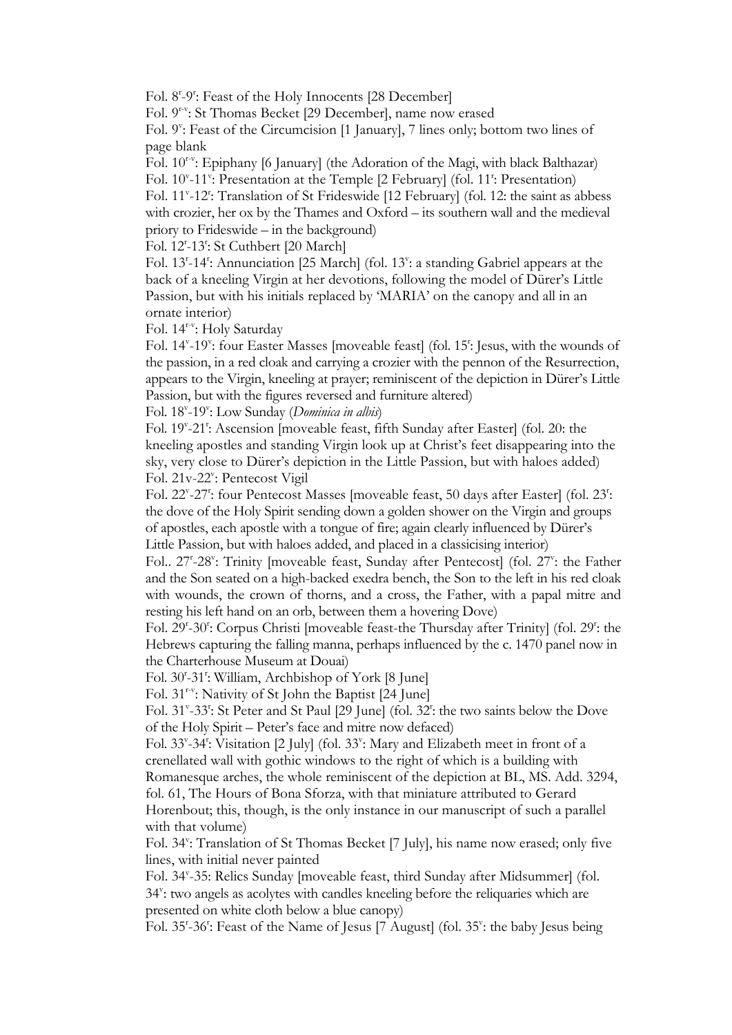Fol. $8^r$-$9^r$: Feast of the Holy Innocents [28 December]

Fol. $9^{r-v}$: St Thomas Becket [29 December], name now erased

Fol. $9^v$: Feast of the Circumcision [1 January], 7 lines only; bottom two lines of page blank

Fol. $10^{r-v}$: Epiphany [6 January] (the Adoration of the Magi, with black Balthazar)

Fol. $10^v$-$11^v$: Presentation at the Temple [2 February] (fol. $11^r$: Presentation)

Fol. $11^v$-$12^r$: Translation of St Frideswide [12 February] (fol. 12: the saint as abbess with crozier, her ox by the Thames and Oxford – its southern wall and the medieval priory to Frideswide – in the background)

Fol. $12^r$-$13^r$: St Cuthbert [20 March]

Fol. $13^r$-$14^r$: Annunciation [25 March] (fol. $13^v$: a standing Gabriel appears at the back of a kneeling Virgin at her devotions, following the model of Dürer's Little Passion, but with his initials replaced by 'MARIA' on the canopy and all in an ornate interior)

Fol. $14^{r-v}$: Holy Saturday

Fol. $14^v$-$19^v$: four Easter Masses [moveable feast] (fol. $15^r$: Jesus, with the wounds of the passion, in a red cloak and carrying a crozier with the pennon of the Resurrection, appears to the Virgin, kneeling at prayer; reminiscent of the depiction in Dürer's Little Passion, but with the figures reversed and furniture altered)

Fol. $18^v$-$19^v$: Low Sunday (*Dominica in albis*)

Fol. $19^v$-$21^r$: Ascension [moveable feast, fifth Sunday after Easter] (fol. 20: the kneeling apostles and standing Virgin look up at Christ's feet disappearing into the sky, very close to Dürer's depiction in the Little Passion, but with haloes added)

Fol. 21v-$22^v$: Pentecost Vigil

Fol. $22^v$-$27^r$: four Pentecost Masses [moveable feast, 50 days after Easter] (fol. $23^r$: the dove of the Holy Spirit sending down a golden shower on the Virgin and groups of apostles, each apostle with a tongue of fire; again clearly influenced by Dürer's Little Passion, but with haloes added, and placed in a classicising interior)

Fol.. $27^r$-$28^v$: Trinity [moveable feast, Sunday after Pentecost] (fol. $27^v$: the Father and the Son seated on a high-backed exedra bench, the Son to the left in his red cloak with wounds, the crown of thorns, and a cross, the Father, with a papal mitre and resting his left hand on an orb, between them a hovering Dove)

Fol. $29^r$-$30^r$: Corpus Christi [moveable feast-the Thursday after Trinity] (fol. $29^r$: the Hebrews capturing the falling manna, perhaps influenced by the c. 1470 panel now in the Charterhouse Museum at Douai)

Fol. $30^r$-$31^r$: William, Archbishop of York [8 June]

Fol. $31^{r-v}$: Nativity of St John the Baptist [24 June]

Fol. $31^v$-$33^r$: St Peter and St Paul [29 June] (fol. $32^r$: the two saints below the Dove of the Holy Spirit – Peter's face and mitre now defaced)

Fol. $33^v$-$34^r$: Visitation [2 July] (fol. $33^v$: Mary and Elizabeth meet in front of a crenellated wall with gothic windows to the right of which is a building with Romanesque arches, the whole reminiscent of the depiction at BL, MS. Add. 3294, fol. 61, The Hours of Bona Sforza, with that miniature attributed to Gerard Horenbout; this, though, is the only instance in our manuscript of such a parallel with that volume)

Fol. $34^v$: Translation of St Thomas Becket [7 July], his name now erased; only five lines, with initial never painted

Fol. $34^v$-35: Relics Sunday [moveable feast, third Sunday after Midsummer] (fol. $34^v$: two angels as acolytes with candles kneeling before the reliquaries which are presented on white cloth below a blue canopy)

Fol. $35^r$-$36^r$: Feast of the Name of Jesus [7 August] (fol. $35^v$: the baby Jesus being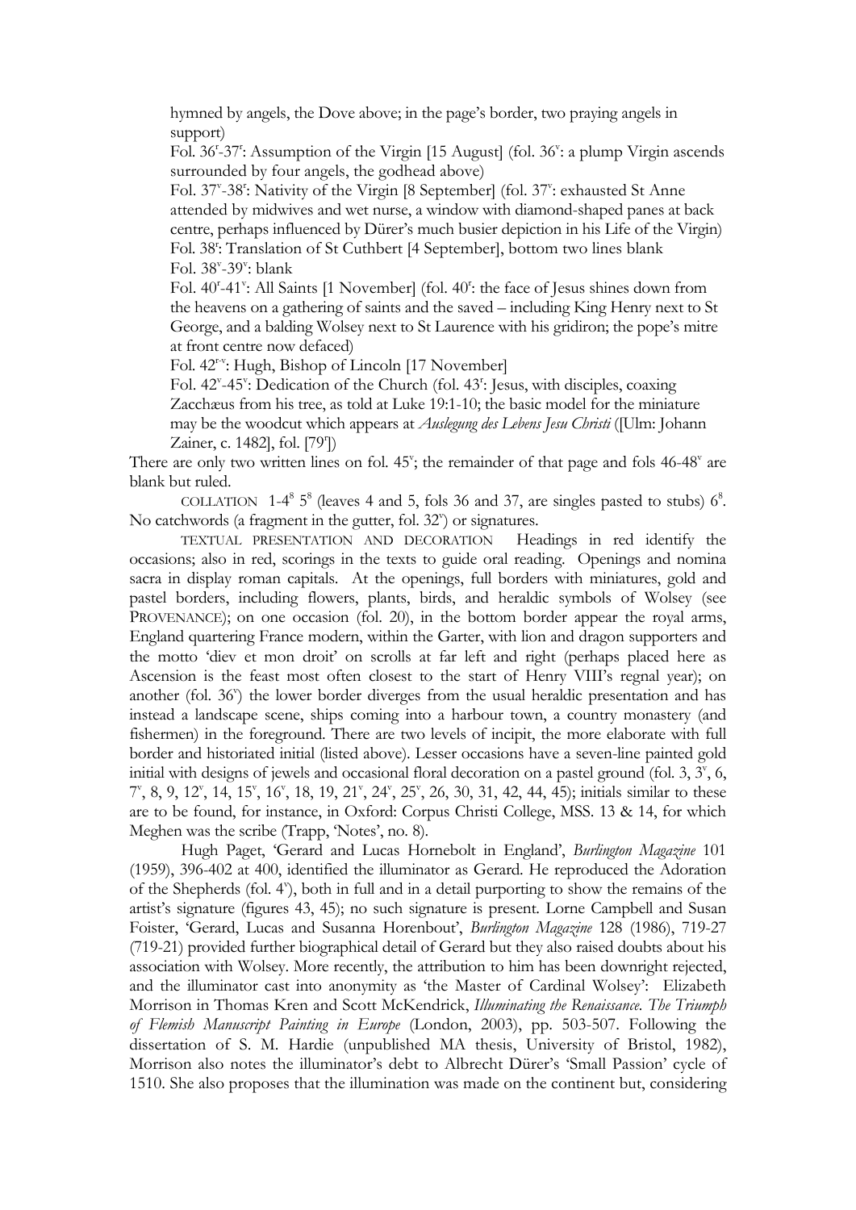hymned by angels, the Dove above; in the page's border, two praying angels in support)

Fol. 36r-37r: Assumption of the Virgin [15 August] (fol. 36v: a plump Virgin ascends surrounded by four angels, the godhead above)

Fol. 37v-38r: Nativity of the Virgin [8 September] (fol. 37v: exhausted St Anne attended by midwives and wet nurse, a window with diamond-shaped panes at back centre, perhaps influenced by Dürer's much busier depiction in his Life of the Virgin)

Fol. 38r: Translation of St Cuthbert [4 September], bottom two lines blank

Fol. 38v-39v: blank

Fol. 40r-41v: All Saints [1 November] (fol. 40r: the face of Jesus shines down from the heavens on a gathering of saints and the saved – including King Henry next to St George, and a balding Wolsey next to St Laurence with his gridiron; the pope's mitre at front centre now defaced)

Fol. 42r-v: Hugh, Bishop of Lincoln [17 November]

Fol. 42v-45v: Dedication of the Church (fol. 43r: Jesus, with disciples, coaxing Zacchæus from his tree, as told at Luke 19:1-10; the basic model for the miniature may be the woodcut which appears at *Auslegung des Lebens Jesu Christi* ([Ulm: Johann Zainer, c. 1482], fol. [79r])

There are only two written lines on fol. 45v; the remainder of that page and fols 46-48v are blank but ruled.

COLLATION 1-4$^8$ 5$^8$ (leaves 4 and 5, fols 36 and 37, are singles pasted to stubs) 6$^8$. No catchwords (a fragment in the gutter, fol. 32v) or signatures.

TEXTUAL PRESENTATION AND DECORATION Headings in red identify the occasions; also in red, scorings in the texts to guide oral reading. Openings and nomina sacra in display roman capitals. At the openings, full borders with miniatures, gold and pastel borders, including flowers, plants, birds, and heraldic symbols of Wolsey (see PROVENANCE); on one occasion (fol. 20), in the bottom border appear the royal arms, England quartering France modern, within the Garter, with lion and dragon supporters and the motto 'diev et mon droit' on scrolls at far left and right (perhaps placed here as Ascension is the feast most often closest to the start of Henry VIII's regnal year); on another (fol. 36v) the lower border diverges from the usual heraldic presentation and has instead a landscape scene, ships coming into a harbour town, a country monastery (and fishermen) in the foreground. There are two levels of incipit, the more elaborate with full border and historiated initial (listed above). Lesser occasions have a seven-line painted gold initial with designs of jewels and occasional floral decoration on a pastel ground (fol. 3, 3v, 6, 7v, 8, 9, 12v, 14, 15v, 16v, 18, 19, 21v, 24v, 25v, 26, 30, 31, 42, 44, 45); initials similar to these are to be found, for instance, in Oxford: Corpus Christi College, MSS. 13 & 14, for which Meghen was the scribe (Trapp, 'Notes', no. 8).

Hugh Paget, 'Gerard and Lucas Hornebolt in England', *Burlington Magazine* 101 (1959), 396-402 at 400, identified the illuminator as Gerard. He reproduced the Adoration of the Shepherds (fol. 4v), both in full and in a detail purporting to show the remains of the artist's signature (figures 43, 45); no such signature is present. Lorne Campbell and Susan Foister, 'Gerard, Lucas and Susanna Horenbout', *Burlington Magazine* 128 (1986), 719-27 (719-21) provided further biographical detail of Gerard but they also raised doubts about his association with Wolsey. More recently, the attribution to him has been downright rejected, and the illuminator cast into anonymity as 'the Master of Cardinal Wolsey': Elizabeth Morrison in Thomas Kren and Scott McKendrick, *Illuminating the Renaissance. The Triumph of Flemish Manuscript Painting in Europe* (London, 2003), pp. 503-507. Following the dissertation of S. M. Hardie (unpublished MA thesis, University of Bristol, 1982), Morrison also notes the illuminator's debt to Albrecht Dürer's 'Small Passion' cycle of 1510. She also proposes that the illumination was made on the continent but, considering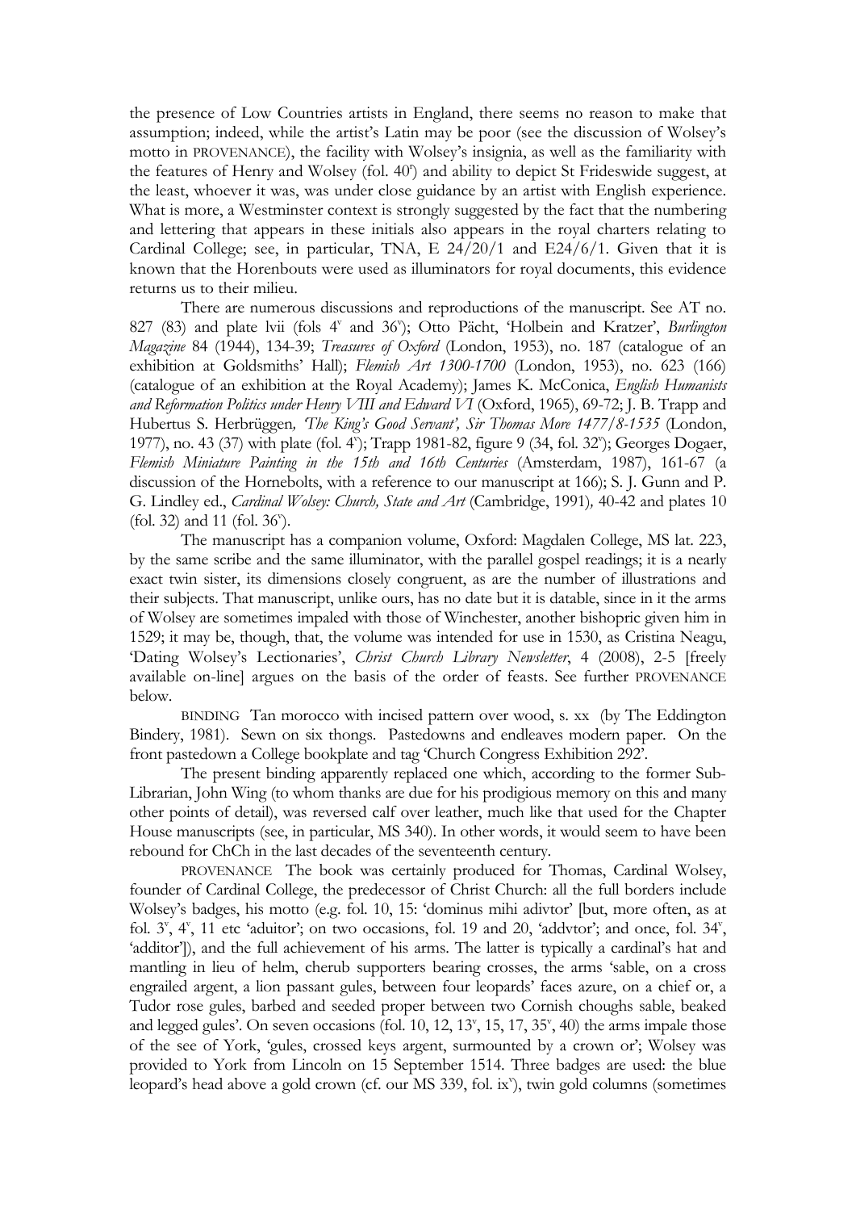the presence of Low Countries artists in England, there seems no reason to make that assumption; indeed, while the artist's Latin may be poor (see the discussion of Wolsey's motto in PROVENANCE), the facility with Wolsey's insignia, as well as the familiarity with the features of Henry and Wolsey (fol. 40r) and ability to depict St Frideswide suggest, at the least, whoever it was, was under close guidance by an artist with English experience. What is more, a Westminster context is strongly suggested by the fact that the numbering and lettering that appears in these initials also appears in the royal charters relating to Cardinal College; see, in particular, TNA, E 24/20/1 and E24/6/1. Given that it is known that the Horenbouts were used as illuminators for royal documents, this evidence returns us to their milieu.

There are numerous discussions and reproductions of the manuscript. See AT no. 827 (83) and plate lvii (fols 4v and 36v); Otto Pächt, 'Holbein and Kratzer', *Burlington Magazine* 84 (1944), 134-39; *Treasures of Oxford* (London, 1953), no. 187 (catalogue of an exhibition at Goldsmiths' Hall); *Flemish Art 1300-1700* (London, 1953), no. 623 (166) (catalogue of an exhibition at the Royal Academy); James K. McConica, *English Humanists and Reformation Politics under Henry VIII and Edward VI* (Oxford, 1965), 69-72; J. B. Trapp and Hubertus S. Herbrüggen*, 'The King's Good Servant', Sir Thomas More 1477/8-1535* (London, 1977), no. 43 (37) with plate (fol. 4v); Trapp 1981-82, figure 9 (34, fol. 32v); Georges Dogaer, *Flemish Miniature Painting in the 15th and 16th Centuries* (Amsterdam, 1987), 161-67 (a discussion of the Hornebolts, with a reference to our manuscript at 166); S. J. Gunn and P. G. Lindley ed., *Cardinal Wolsey: Church, State and Art* (Cambridge, 1991)*,* 40-42 and plates 10 (fol. 32) and 11 (fol. 36v).

The manuscript has a companion volume, Oxford: Magdalen College, MS lat. 223, by the same scribe and the same illuminator, with the parallel gospel readings; it is a nearly exact twin sister, its dimensions closely congruent, as are the number of illustrations and their subjects. That manuscript, unlike ours, has no date but it is datable, since in it the arms of Wolsey are sometimes impaled with those of Winchester, another bishopric given him in 1529; it may be, though, that, the volume was intended for use in 1530, as Cristina Neagu, 'Dating Wolsey's Lectionaries', *Christ Church Library Newsletter*, 4 (2008), 2-5 [freely available on-line] argues on the basis of the order of feasts. See further PROVENANCE below.

BINDING Tan morocco with incised pattern over wood, s. xx (by The Eddington Bindery, 1981). Sewn on six thongs. Pastedowns and endleaves modern paper. On the front pastedown a College bookplate and tag 'Church Congress Exhibition 292'.

The present binding apparently replaced one which, according to the former Sub-Librarian, John Wing (to whom thanks are due for his prodigious memory on this and many other points of detail), was reversed calf over leather, much like that used for the Chapter House manuscripts (see, in particular, MS 340). In other words, it would seem to have been rebound for ChCh in the last decades of the seventeenth century.

PROVENANCE The book was certainly produced for Thomas, Cardinal Wolsey, founder of Cardinal College, the predecessor of Christ Church: all the full borders include Wolsey's badges, his motto (e.g. fol. 10, 15: 'dominus mihi adivtor' [but, more often, as at fol. 3v, 4v, 11 etc 'aduitor'; on two occasions, fol. 19 and 20, 'addvtor'; and once, fol. 34v, 'additor']), and the full achievement of his arms. The latter is typically a cardinal's hat and mantling in lieu of helm, cherub supporters bearing crosses, the arms 'sable, on a cross engrailed argent, a lion passant gules, between four leopards' faces azure, on a chief or, a Tudor rose gules, barbed and seeded proper between two Cornish choughs sable, beaked and legged gules'. On seven occasions (fol. 10, 12, 13v, 15, 17, 35v, 40) the arms impale those of the see of York, 'gules, crossed keys argent, surmounted by a crown or'; Wolsey was provided to York from Lincoln on 15 September 1514. Three badges are used: the blue leopard's head above a gold crown (cf. our MS 339, fol. ixv), twin gold columns (sometimes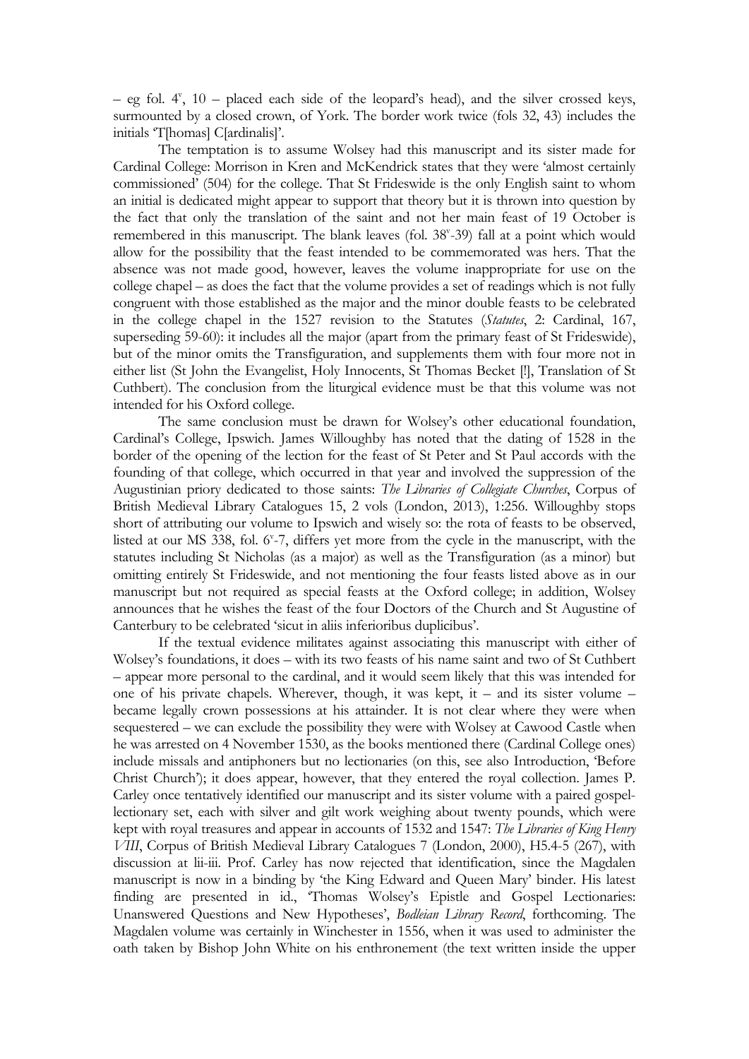– eg fol. 4^v^, 10 – placed each side of the leopard's head), and the silver crossed keys, surmounted by a closed crown, of York. The border work twice (fols 32, 43) includes the initials 'T[homas] C[ardinalis]'.

The temptation is to assume Wolsey had this manuscript and its sister made for Cardinal College: Morrison in Kren and McKendrick states that they were 'almost certainly commissioned' (504) for the college. That St Frideswide is the only English saint to whom an initial is dedicated might appear to support that theory but it is thrown into question by the fact that only the translation of the saint and not her main feast of 19 October is remembered in this manuscript. The blank leaves (fol. 38^v^-39) fall at a point which would allow for the possibility that the feast intended to be commemorated was hers. That the absence was not made good, however, leaves the volume inappropriate for use on the college chapel – as does the fact that the volume provides a set of readings which is not fully congruent with those established as the major and the minor double feasts to be celebrated in the college chapel in the 1527 revision to the Statutes (*Statutes*, 2: Cardinal, 167, superseding 59-60): it includes all the major (apart from the primary feast of St Frideswide), but of the minor omits the Transfiguration, and supplements them with four more not in either list (St John the Evangelist, Holy Innocents, St Thomas Becket [!], Translation of St Cuthbert). The conclusion from the liturgical evidence must be that this volume was not intended for his Oxford college.

The same conclusion must be drawn for Wolsey's other educational foundation, Cardinal's College, Ipswich. James Willoughby has noted that the dating of 1528 in the border of the opening of the lection for the feast of St Peter and St Paul accords with the founding of that college, which occurred in that year and involved the suppression of the Augustinian priory dedicated to those saints: *The Libraries of Collegiate Churches*, Corpus of British Medieval Library Catalogues 15, 2 vols (London, 2013), 1:256. Willoughby stops short of attributing our volume to Ipswich and wisely so: the rota of feasts to be observed, listed at our MS 338, fol. 6^v^-7, differs yet more from the cycle in the manuscript, with the statutes including St Nicholas (as a major) as well as the Transfiguration (as a minor) but omitting entirely St Frideswide, and not mentioning the four feasts listed above as in our manuscript but not required as special feasts at the Oxford college; in addition, Wolsey announces that he wishes the feast of the four Doctors of the Church and St Augustine of Canterbury to be celebrated 'sicut in aliis inferioribus duplicibus'.

If the textual evidence militates against associating this manuscript with either of Wolsey's foundations, it does – with its two feasts of his name saint and two of St Cuthbert – appear more personal to the cardinal, and it would seem likely that this was intended for one of his private chapels. Wherever, though, it was kept, it – and its sister volume – became legally crown possessions at his attainder. It is not clear where they were when sequestered – we can exclude the possibility they were with Wolsey at Cawood Castle when he was arrested on 4 November 1530, as the books mentioned there (Cardinal College ones) include missals and antiphoners but no lectionaries (on this, see also Introduction, 'Before Christ Church'); it does appear, however, that they entered the royal collection. James P. Carley once tentatively identified our manuscript and its sister volume with a paired gospel-lectionary set, each with silver and gilt work weighing about twenty pounds, which were kept with royal treasures and appear in accounts of 1532 and 1547: *The Libraries of King Henry VIII*, Corpus of British Medieval Library Catalogues 7 (London, 2000), H5.4-5 (267), with discussion at lii-iii. Prof. Carley has now rejected that identification, since the Magdalen manuscript is now in a binding by 'the King Edward and Queen Mary' binder. His latest finding are presented in id., 'Thomas Wolsey's Epistle and Gospel Lectionaries: Unanswered Questions and New Hypotheses', *Bodleian Library Record*, forthcoming. The Magdalen volume was certainly in Winchester in 1556, when it was used to administer the oath taken by Bishop John White on his enthronement (the text written inside the upper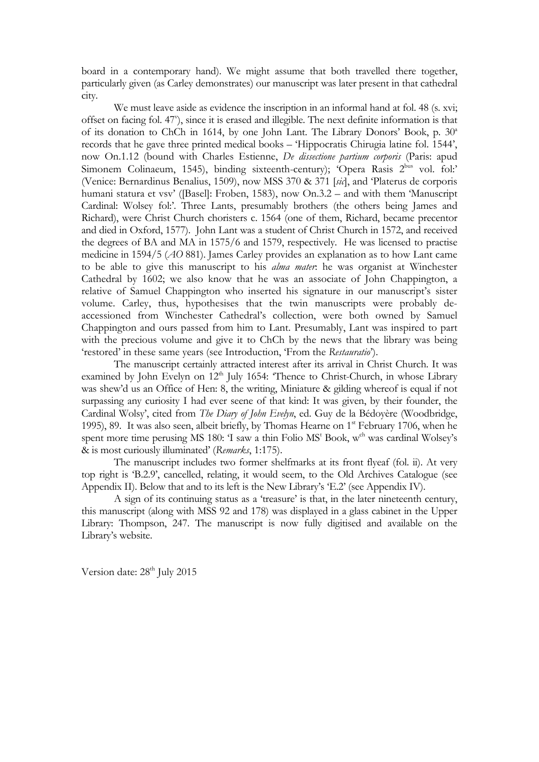board in a contemporary hand). We might assume that both travelled there together, particularly given (as Carley demonstrates) our manuscript was later present in that cathedral city.

We must leave aside as evidence the inscription in an informal hand at fol. 48 (s. xvi; offset on facing fol. 47[v]), since it is erased and illegible. The next definite information is that of its donation to ChCh in 1614, by one John Lant. The Library Donors' Book, p. 30[a] records that he gave three printed medical books – 'Hippocratis Chirugia latine fol. 1544', now On.1.12 (bound with Charles Estienne, *De dissectione partium corporis* (Paris: apud Simonem Colinaeum, 1545), binding sixteenth-century); 'Opera Rasis 2[bus] vol. fol:' (Venice: Bernardinus Benalius, 1509), now MSS 370 & 371 [*sic*], and 'Platerus de corporis humani statura et vsv' ([Basel]: Froben, 1583), now On.3.2 – and with them 'Manuscript Cardinal: Wolsey fol:'. Three Lants, presumably brothers (the others being James and Richard), were Christ Church choristers c. 1564 (one of them, Richard, became precentor and died in Oxford, 1577). John Lant was a student of Christ Church in 1572, and received the degrees of BA and MA in 1575/6 and 1579, respectively. He was licensed to practise medicine in 1594/5 (*AO* 881). James Carley provides an explanation as to how Lant came to be able to give this manuscript to his *alma mater*: he was organist at Winchester Cathedral by 1602; we also know that he was an associate of John Chappington, a relative of Samuel Chappington who inserted his signature in our manuscript's sister volume. Carley, thus, hypothesises that the twin manuscripts were probably de-accessioned from Winchester Cathedral's collection, were both owned by Samuel Chappington and ours passed from him to Lant. Presumably, Lant was inspired to part with the precious volume and give it to ChCh by the news that the library was being 'restored' in these same years (see Introduction, 'From the *Restauratio*').

The manuscript certainly attracted interest after its arrival in Christ Church. It was examined by John Evelyn on 12[th] July 1654: 'Thence to Christ-Church, in whose Library was shew'd us an Office of Hen: 8, the writing, Miniature & gilding whereof is equal if not surpassing any curiosity I had ever seene of that kind: It was given, by their founder, the Cardinal Wolsy', cited from *The Diary of John Evelyn*, ed. Guy de la Bédoyère (Woodbridge, 1995), 89. It was also seen, albeit briefly, by Thomas Hearne on 1[st] February 1706, when he spent more time perusing MS 180: 'I saw a thin Folio MS[t] Book, w[ch] was cardinal Wolsey's & is most curiously illuminated' (*Remarks*, 1:175).

The manuscript includes two former shelfmarks at its front flyeaf (fol. ii). At very top right is 'B.2.9', cancelled, relating, it would seem, to the Old Archives Catalogue (see Appendix II). Below that and to its left is the New Library's 'E.2' (see Appendix IV).

A sign of its continuing status as a 'treasure' is that, in the later nineteenth century, this manuscript (along with MSS 92 and 178) was displayed in a glass cabinet in the Upper Library: Thompson, 247. The manuscript is now fully digitised and available on the Library's website.

Version date: 28[th] July 2015